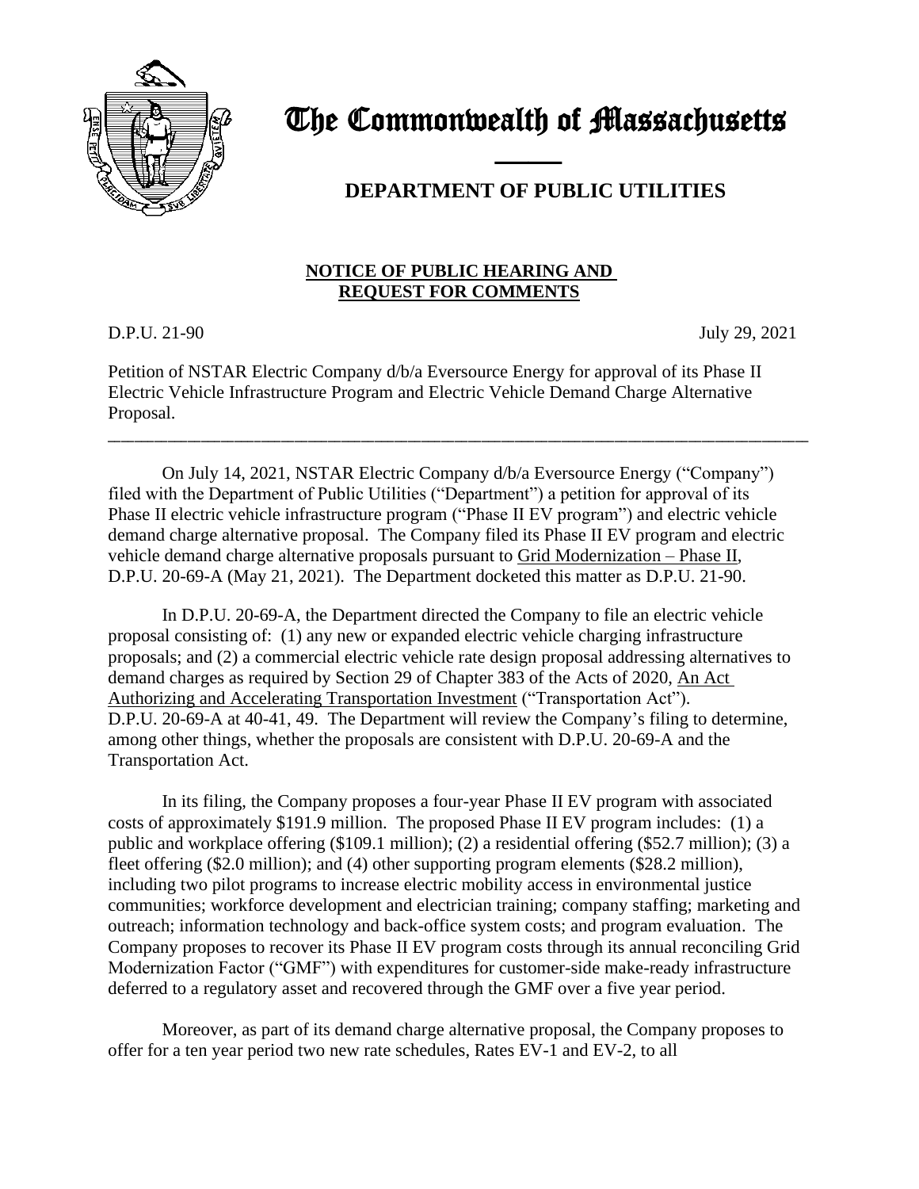# The Commonwealth of Massachusetts

## DEPARTMENT OF PUBLIC UTILITIES

**NOTICE OF PUBLIC HEARING AND REQUEST FOR COMMENTS**

D.P.U. 21-90 July 29, 2021

Petition of NSTAR Electric Company d/b/a Eversource Energy for approval of its Phase II Electric Vehicle Infrastructure Program and Electric Vehicle Demand Charge Alternative Proposal.

---

On July 14, 2021, NSTAR Electric Company d/b/a Eversource Energy ("Company") filed with the Department of Public Utilities ("Department") a petition for approval of its Phase II electric vehicle infrastructure program ("Phase II EV program") and electric vehicle demand charge alternative proposal. The Company filed its Phase II EV program and electric vehicle demand charge alternative proposals pursuant to Grid Modernization – Phase II, D.P.U. 20-69-A (May 21, 2021). The Department docketed this matter as D.P.U. 21-90.

In D.P.U. 20-69-A, the Department directed the Company to file an electric vehicle proposal consisting of: (1) any new or expanded electric vehicle charging infrastructure proposals; and (2) a commercial electric vehicle rate design proposal addressing alternatives to demand charges as required by Section 29 of Chapter 383 of the Acts of 2020, An Act Authorizing and Accelerating Transportation Investment ("Transportation Act"). D.P.U. 20-69-A at 40-41, 49. The Department will review the Company's filing to determine, among other things, whether the proposals are consistent with D.P.U. 20-69-A and the Transportation Act.

In its filing, the Company proposes a four-year Phase II EV program with associated costs of approximately $191.9 million. The proposed Phase II EV program includes: (1) a public and workplace offering ($109.1 million); (2) a residential offering ($52.7 million); (3) a fleet offering ($2.0 million); and (4) other supporting program elements ($28.2 million), including two pilot programs to increase electric mobility access in environmental justice communities; workforce development and electrician training; company staffing; marketing and outreach; information technology and back-office system costs; and program evaluation. The Company proposes to recover its Phase II EV program costs through its annual reconciling Grid Modernization Factor ("GMF") with expenditures for customer-side make-ready infrastructure deferred to a regulatory asset and recovered through the GMF over a five year period.

Moreover, as part of its demand charge alternative proposal, the Company proposes to offer for a ten year period two new rate schedules, Rates EV-1 and EV-2, to all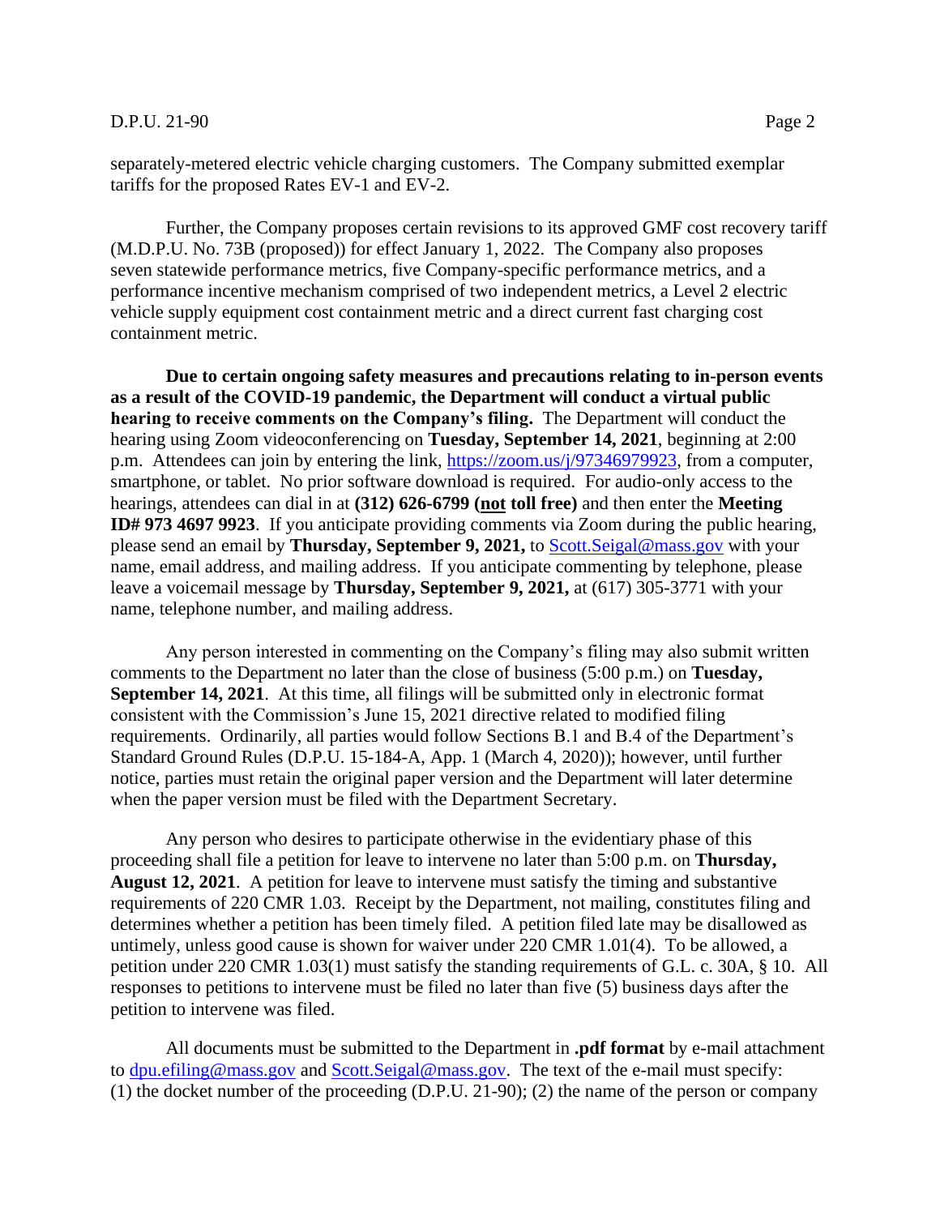separately-metered electric vehicle charging customers. The Company submitted exemplar tariffs for the proposed Rates EV-1 and EV-2.

Further, the Company proposes certain revisions to its approved GMF cost recovery tariff (M.D.P.U. No. 73B (proposed)) for effect January 1, 2022. The Company also proposes seven statewide performance metrics, five Company-specific performance metrics, and a performance incentive mechanism comprised of two independent metrics, a Level 2 electric vehicle supply equipment cost containment metric and a direct current fast charging cost containment metric.

**Due to certain ongoing safety measures and precautions relating to in-person events as a result of the COVID-19 pandemic, the Department will conduct a virtual public hearing to receive comments on the Company's filing.** The Department will conduct the hearing using Zoom videoconferencing on **Tuesday, September 14, 2021**, beginning at 2:00 p.m. Attendees can join by entering the link, https://zoom.us/j/97346979923, from a computer, smartphone, or tablet. No prior software download is required. For audio-only access to the hearings, attendees can dial in at **(312) 626-6799 (not toll free)** and then enter the **Meeting ID# 973 4697 9923**. If you anticipate providing comments via Zoom during the public hearing, please send an email by **Thursday, September 9, 2021,** to Scott.Seigal@mass.gov with your name, email address, and mailing address. If you anticipate commenting by telephone, please leave a voicemail message by **Thursday, September 9, 2021,** at (617) 305-3771 with your name, telephone number, and mailing address.

Any person interested in commenting on the Company's filing may also submit written comments to the Department no later than the close of business (5:00 p.m.) on **Tuesday, September 14, 2021**. At this time, all filings will be submitted only in electronic format consistent with the Commission's June 15, 2021 directive related to modified filing requirements. Ordinarily, all parties would follow Sections B.1 and B.4 of the Department's Standard Ground Rules (D.P.U. 15-184-A, App. 1 (March 4, 2020)); however, until further notice, parties must retain the original paper version and the Department will later determine when the paper version must be filed with the Department Secretary.

Any person who desires to participate otherwise in the evidentiary phase of this proceeding shall file a petition for leave to intervene no later than 5:00 p.m. on **Thursday, August 12, 2021**. A petition for leave to intervene must satisfy the timing and substantive requirements of 220 CMR 1.03. Receipt by the Department, not mailing, constitutes filing and determines whether a petition has been timely filed. A petition filed late may be disallowed as untimely, unless good cause is shown for waiver under 220 CMR 1.01(4). To be allowed, a petition under 220 CMR 1.03(1) must satisfy the standing requirements of G.L. c. 30A, § 10. All responses to petitions to intervene must be filed no later than five (5) business days after the petition to intervene was filed.

All documents must be submitted to the Department in **.pdf format** by e-mail attachment to dpu.efiling@mass.gov and Scott.Seigal@mass.gov. The text of the e-mail must specify: (1) the docket number of the proceeding (D.P.U. 21-90); (2) the name of the person or company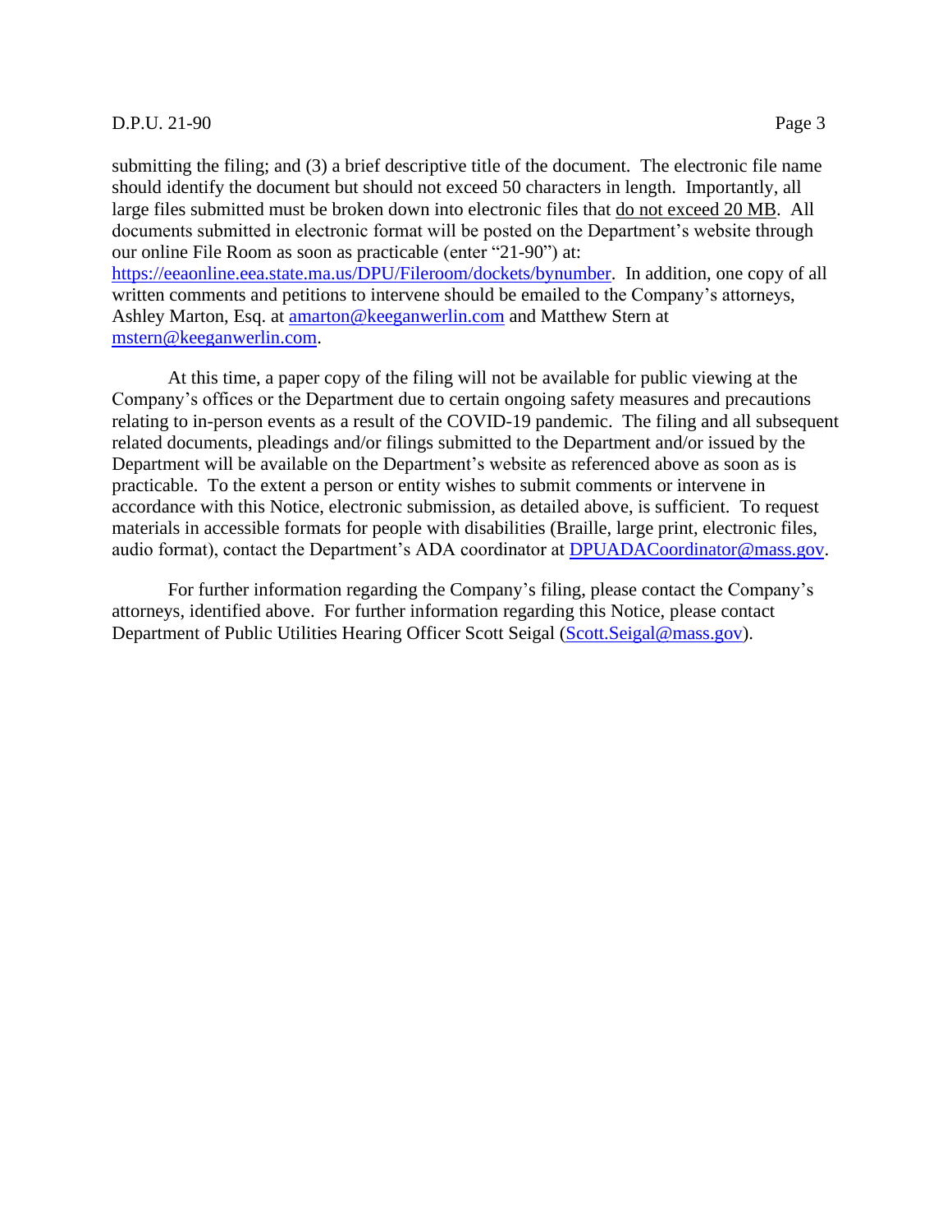submitting the filing; and (3) a brief descriptive title of the document. The electronic file name should identify the document but should not exceed 50 characters in length. Importantly, all large files submitted must be broken down into electronic files that do not exceed 20 MB. All documents submitted in electronic format will be posted on the Department's website through our online File Room as soon as practicable (enter "21-90") at: https://eeaonline.eea.state.ma.us/DPU/Fileroom/dockets/bynumber. In addition, one copy of all written comments and petitions to intervene should be emailed to the Company's attorneys, Ashley Marton, Esq. at amarton@keeganwerlin.com and Matthew Stern at mstern@keeganwerlin.com.

At this time, a paper copy of the filing will not be available for public viewing at the Company's offices or the Department due to certain ongoing safety measures and precautions relating to in-person events as a result of the COVID-19 pandemic. The filing and all subsequent related documents, pleadings and/or filings submitted to the Department and/or issued by the Department will be available on the Department's website as referenced above as soon as is practicable. To the extent a person or entity wishes to submit comments or intervene in accordance with this Notice, electronic submission, as detailed above, is sufficient. To request materials in accessible formats for people with disabilities (Braille, large print, electronic files, audio format), contact the Department's ADA coordinator at DPUADACoordinator@mass.gov.

For further information regarding the Company's filing, please contact the Company's attorneys, identified above. For further information regarding this Notice, please contact Department of Public Utilities Hearing Officer Scott Seigal (Scott.Seigal@mass.gov).